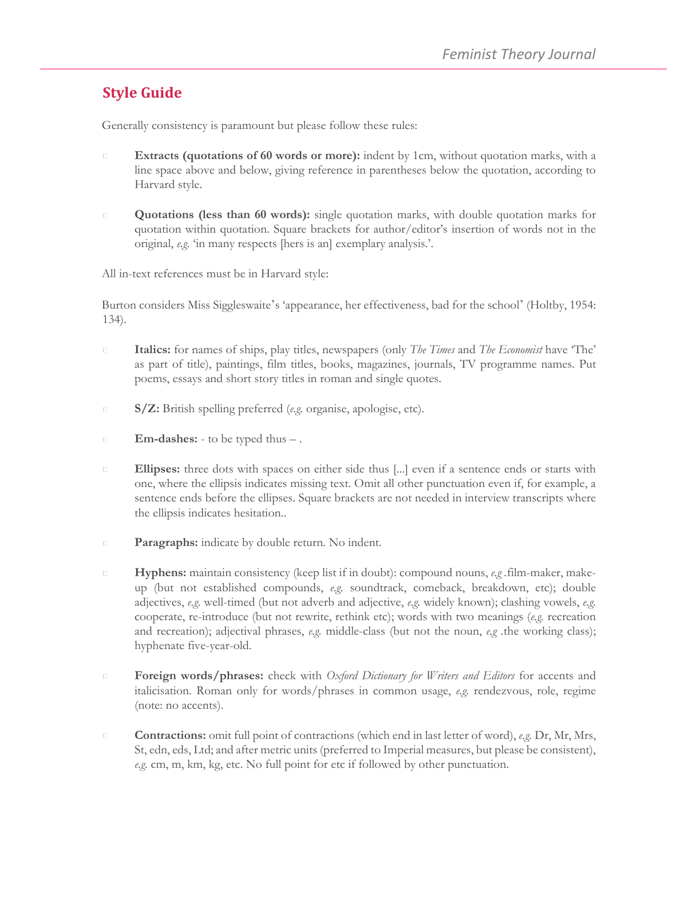## Style Guide

Generally consistency is paramount but please follow these rules:

- **Extracts (quotations of 60 words or more):** indent by 1cm, without quotation marks, with a line space above and below, giving reference in parentheses below the quotation, according to Harvard style.

- **Quotations (less than 60 words):** single quotation marks, with double quotation marks for quotation within quotation. Square brackets for author/editor's insertion of words not in the original, *e.g.* 'in many respects [hers is an] exemplary analysis.'.

All in-text references must be in Harvard style:

Burton considers Miss Siggleswaite's 'appearance, her effectiveness, bad for the school' (Holtby, 1954: 134).

- **Italics:** for names of ships, play titles, newspapers (only *The Times* and *The Economist* have 'The' as part of title), paintings, film titles, books, magazines, journals, TV programme names. Put poems, essays and short story titles in roman and single quotes.

- **S/Z:** British spelling preferred (*e.g.* organise, apologise, etc).

- **Em-dashes:** - to be typed thus – .

- **Ellipses:** three dots with spaces on either side thus [...] even if a sentence ends or starts with one, where the ellipsis indicates missing text. Omit all other punctuation even if, for example, a sentence ends before the ellipses. Square brackets are not needed in interview transcripts where the ellipsis indicates hesitation..

- **Paragraphs:** indicate by double return. No indent.

- **Hyphens:** maintain consistency (keep list if in doubt): compound nouns, *e.g* .film-maker, make-up (but not established compounds, *e.g.* soundtrack, comeback, breakdown, etc); double adjectives, *e.g.* well-timed (but not adverb and adjective, *e.g.* widely known); clashing vowels, *e.g.* cooperate, re-introduce (but not rewrite, rethink etc); words with two meanings (*e.g.* recreation and recreation); adjectival phrases, *e.g.* middle-class (but not the noun, *e.g* .the working class); hyphenate five-year-old.

- **Foreign words/phrases:** check with *Oxford Dictionary for Writers and Editors* for accents and italicisation. Roman only for words/phrases in common usage, *e.g.* rendezvous, role, regime (note: no accents).

- **Contractions:** omit full point of contractions (which end in last letter of word), *e.g.* Dr, Mr, Mrs, St, edn, eds, Ltd; and after metric units (preferred to Imperial measures, but please be consistent), *e.g.* cm, m, km, kg, etc. No full point for etc if followed by other punctuation.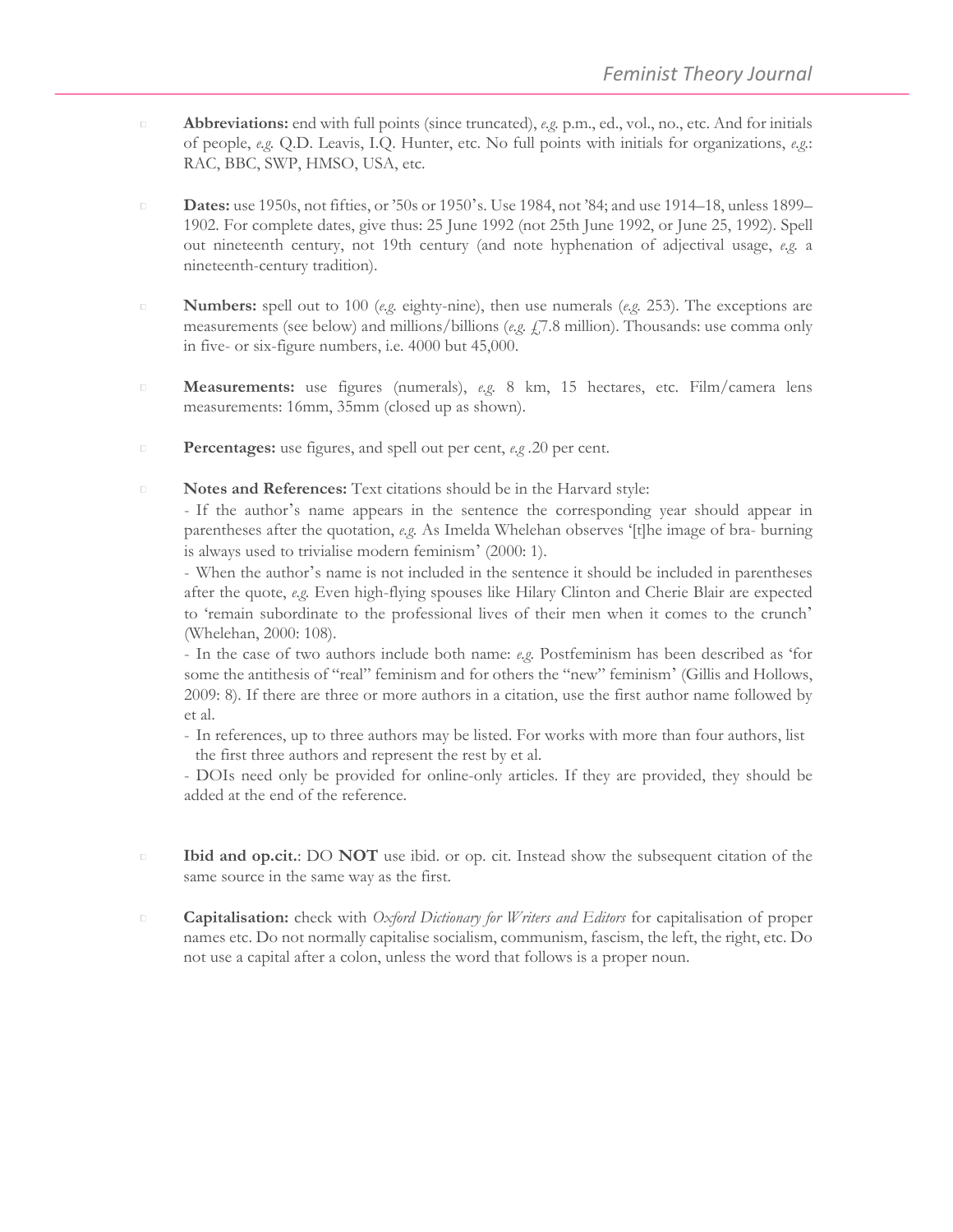- **Abbreviations:** end with full points (since truncated), *e.g.* p.m., ed., vol., no., etc. And for initials of people, *e.g.* Q.D. Leavis, I.Q. Hunter, etc. No full points with initials for organizations, *e.g.*: RAC, BBC, SWP, HMSO, USA, etc.

- **Dates:** use 1950s, not fifties, or '50s or 1950's. Use 1984, not '84; and use 1914–18, unless 1899–1902. For complete dates, give thus: 25 June 1992 (not 25th June 1992, or June 25, 1992). Spell out nineteenth century, not 19th century (and note hyphenation of adjectival usage, *e.g.* a nineteenth-century tradition).

- **Numbers:** spell out to 100 (*e.g.* eighty-nine), then use numerals (*e.g.* 253). The exceptions are measurements (see below) and millions/billions (*e.g.* £7.8 million). Thousands: use comma only in five- or six-figure numbers, i.e. 4000 but 45,000.

- **Measurements:** use figures (numerals), *e.g.* 8 km, 15 hectares, etc. Film/camera lens measurements: 16mm, 35mm (closed up as shown).

- **Percentages:** use figures, and spell out per cent, *e.g* .20 per cent.

- **Notes and References:** Text citations should be in the Harvard style:
  - If the author's name appears in the sentence the corresponding year should appear in parentheses after the quotation, *e.g.* As Imelda Whelehan observes '[t]he image of bra- burning is always used to trivialise modern feminism' (2000: 1).
  - When the author's name is not included in the sentence it should be included in parentheses after the quote, *e.g.* Even high-flying spouses like Hilary Clinton and Cherie Blair are expected to 'remain subordinate to the professional lives of their men when it comes to the crunch' (Whelehan, 2000: 108).
  - In the case of two authors include both name: *e.g.* Postfeminism has been described as 'for some the antithesis of "real" feminism and for others the "new" feminism' (Gillis and Hollows, 2009: 8). If there are three or more authors in a citation, use the first author name followed by et al.
  - In references, up to three authors may be listed. For works with more than four authors, list the first three authors and represent the rest by et al.
  - DOIs need only be provided for online-only articles. If they are provided, they should be added at the end of the reference.

- **Ibid and op.cit.**: DO **NOT** use ibid. or op. cit. Instead show the subsequent citation of the same source in the same way as the first.

- **Capitalisation:** check with *Oxford Dictionary for Writers and Editors* for capitalisation of proper names etc. Do not normally capitalise socialism, communism, fascism, the left, the right, etc. Do not use a capital after a colon, unless the word that follows is a proper noun.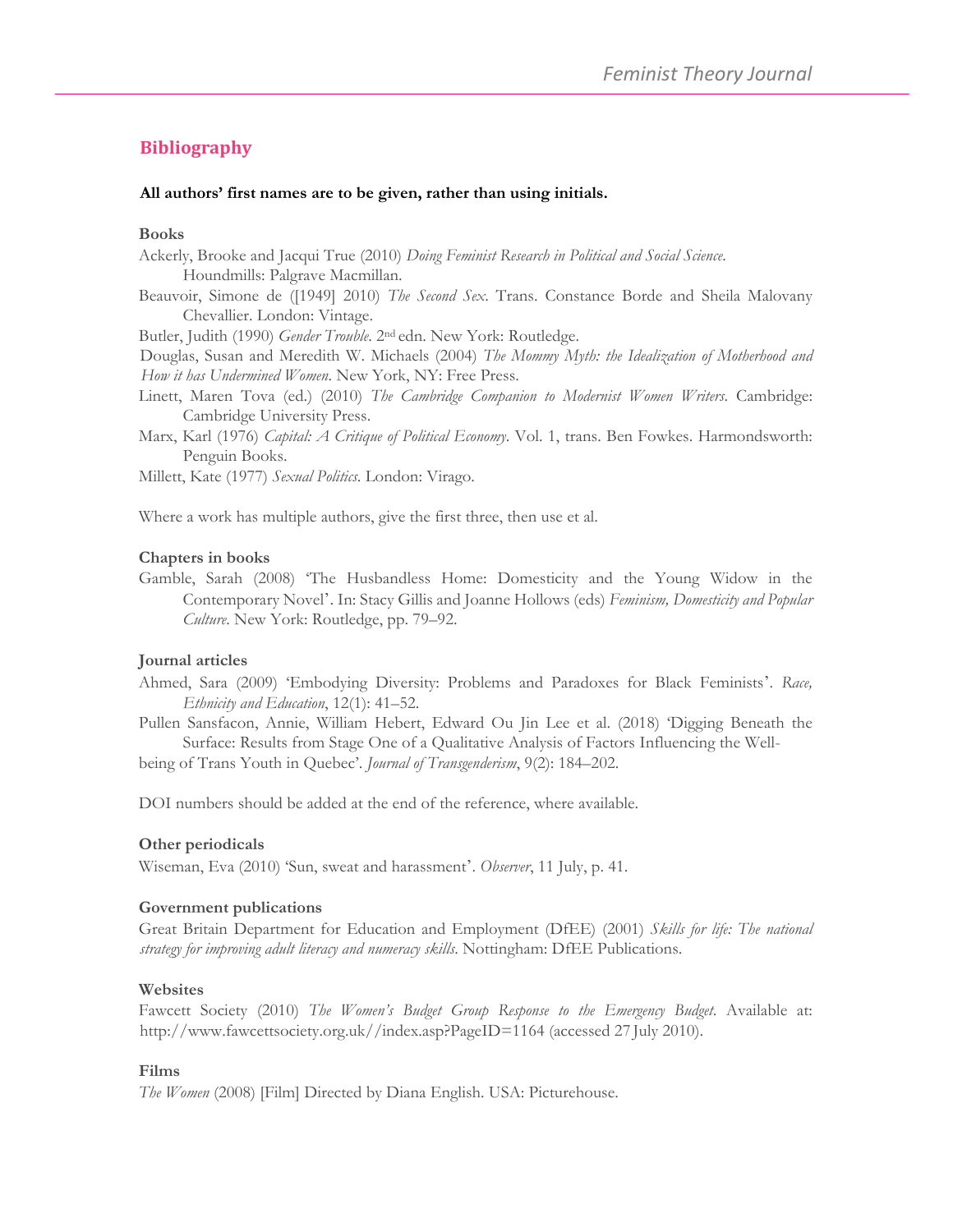## Bibliography

**All authors' first names are to be given, rather than using initials.**

**Books**

Ackerly, Brooke and Jacqui True (2010) *Doing Feminist Research in Political and Social Science*. Houndmills: Palgrave Macmillan.

Beauvoir, Simone de ([1949] 2010) *The Second Sex*. Trans. Constance Borde and Sheila Malovany Chevallier. London: Vintage.

Butler, Judith (1990) *Gender Trouble*. 2nd edn. New York: Routledge.

Douglas, Susan and Meredith W. Michaels (2004) *The Mommy Myth: the Idealization of Motherhood and How it has Undermined Women*. New York, NY: Free Press.

Linett, Maren Tova (ed.) (2010) *The Cambridge Companion to Modernist Women Writers*. Cambridge: Cambridge University Press.

Marx, Karl (1976) *Capital: A Critique of Political Economy*. Vol. 1, trans. Ben Fowkes. Harmondsworth: Penguin Books.

Millett, Kate (1977) *Sexual Politics*. London: Virago.

Where a work has multiple authors, give the first three, then use et al.

**Chapters in books**

Gamble, Sarah (2008) 'The Husbandless Home: Domesticity and the Young Widow in the Contemporary Novel'. In: Stacy Gillis and Joanne Hollows (eds) *Feminism, Domesticity and Popular Culture*. New York: Routledge, pp. 79–92.

**Journal articles**

Ahmed, Sara (2009) 'Embodying Diversity: Problems and Paradoxes for Black Feminists'. *Race, Ethnicity and Education*, 12(1): 41–52.

Pullen Sansfacon, Annie, William Hebert, Edward Ou Jin Lee et al. (2018) 'Digging Beneath the Surface: Results from Stage One of a Qualitative Analysis of Factors Influencing the Well-being of Trans Youth in Quebec'. *Journal of Transgenderism*, 9(2): 184–202.

DOI numbers should be added at the end of the reference, where available.

**Other periodicals**

Wiseman, Eva (2010) 'Sun, sweat and harassment'. *Observer*, 11 July, p. 41.

**Government publications**

Great Britain Department for Education and Employment (DfEE) (2001) *Skills for life: The national strategy for improving adult literacy and numeracy skills*. Nottingham: DfEE Publications.

**Websites**

Fawcett Society (2010) *The Women's Budget Group Response to the Emergency Budget*. Available at: http://www.fawcettsociety.org.uk//index.asp?PageID=1164 (accessed 27 July 2010).

**Films**

*The Women* (2008) [Film] Directed by Diana English. USA: Picturehouse.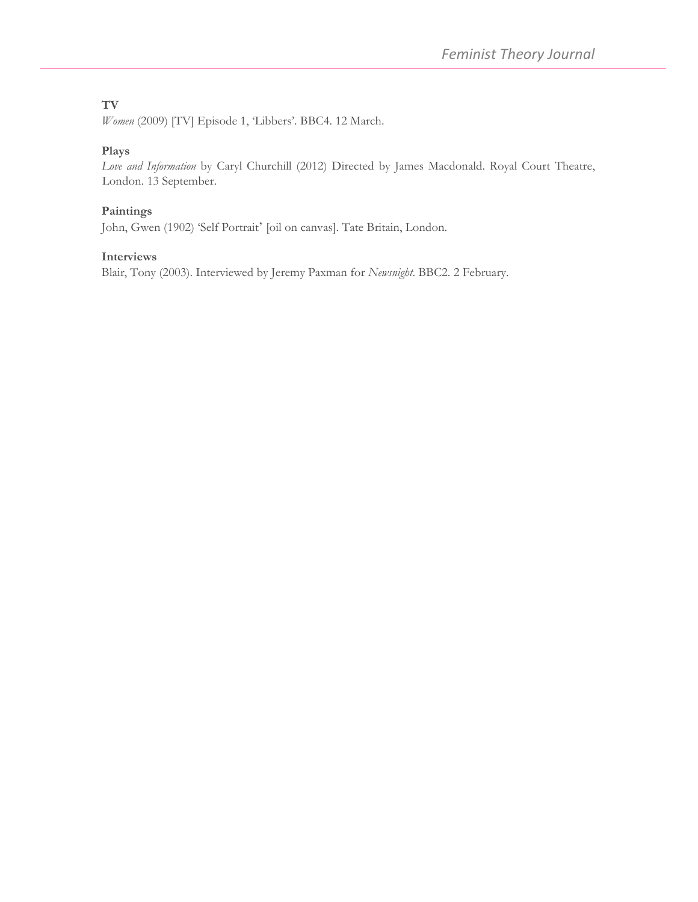**TV**

*Women* (2009) [TV] Episode 1, 'Libbers'. BBC4. 12 March.

**Plays**

*Love and Information* by Caryl Churchill (2012) Directed by James Macdonald. Royal Court Theatre, London. 13 September.

**Paintings**

John, Gwen (1902) 'Self Portrait' [oil on canvas]. Tate Britain, London.

**Interviews**

Blair, Tony (2003). Interviewed by Jeremy Paxman for *Newsnight*. BBC2. 2 February.